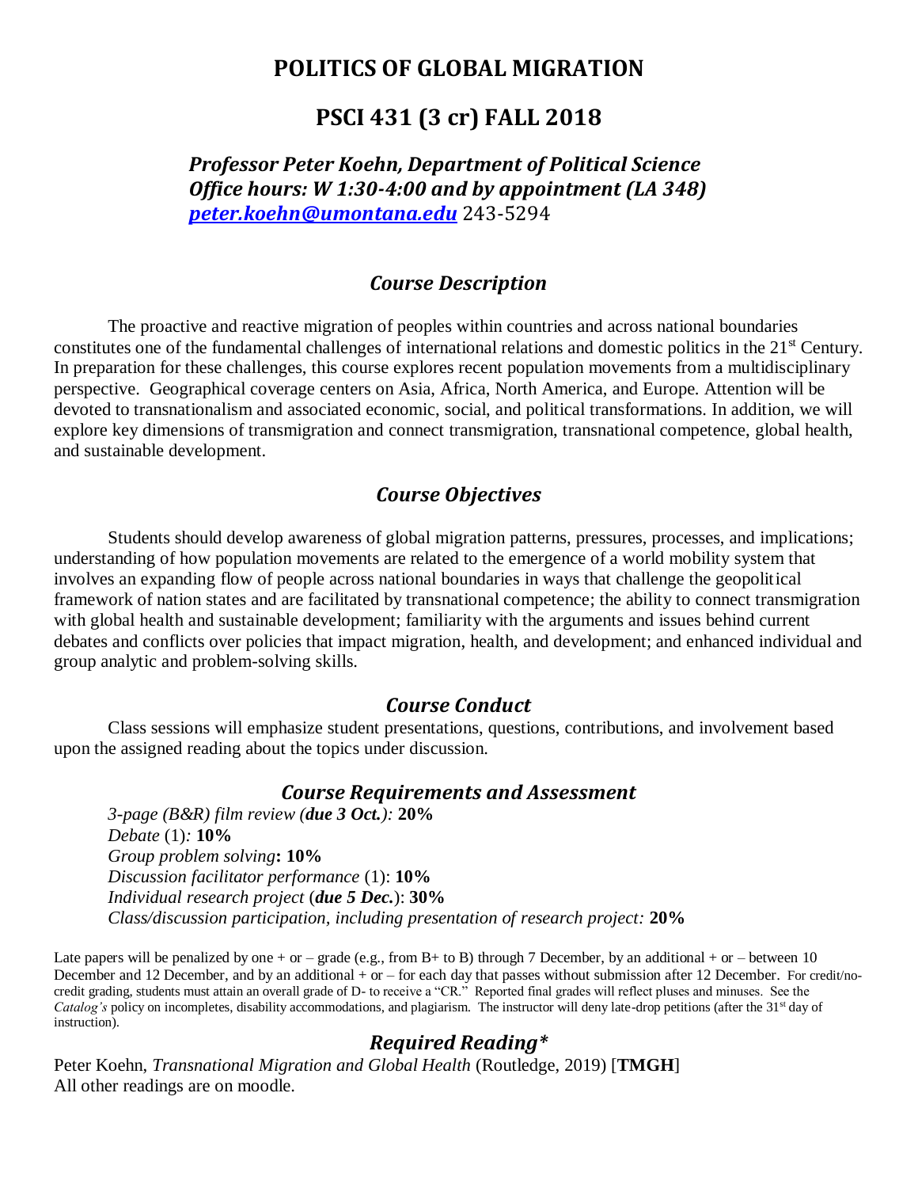# POLITICS OF GLOBAL MIGRATION

## PSCI 431 (3 cr) FALL 2018

***Professor Peter Koehn, Department of Political Science***
***Office hours: W 1:30-4:00 and by appointment (LA 348)***
***[peter.koehn@umontana.edu](mailto:peter.koehn@umontana.edu)*** 243-5294

### *Course Description*

The proactive and reactive migration of peoples within countries and across national boundaries constitutes one of the fundamental challenges of international relations and domestic politics in the 21st Century. In preparation for these challenges, this course explores recent population movements from a multidisciplinary perspective. Geographical coverage centers on Asia, Africa, North America, and Europe. Attention will be devoted to transnationalism and associated economic, social, and political transformations. In addition, we will explore key dimensions of transmigration and connect transmigration, transnational competence, global health, and sustainable development.

### *Course Objectives*

Students should develop awareness of global migration patterns, pressures, processes, and implications; understanding of how population movements are related to the emergence of a world mobility system that involves an expanding flow of people across national boundaries in ways that challenge the geopolitical framework of nation states and are facilitated by transnational competence; the ability to connect transmigration with global health and sustainable development; familiarity with the arguments and issues behind current debates and conflicts over policies that impact migration, health, and development; and enhanced individual and group analytic and problem-solving skills.

### *Course Conduct*

Class sessions will emphasize student presentations, questions, contributions, and involvement based upon the assigned reading about the topics under discussion.

### *Course Requirements and Assessment*

*3-page (B&R) film review (**due 3 Oct.**):* **20%**
*Debate* (1)*:* **10%**
*Group problem solving***: 10%**
*Discussion facilitator performance* (1): **10%**
*Individual research project* (***due 5 Dec.***): **30%**
*Class/discussion participation, including presentation of research project:* **20%**

Late papers will be penalized by one + or – grade (e.g., from B+ to B) through 7 December, by an additional + or – between 10 December and 12 December, and by an additional + or – for each day that passes without submission after 12 December. For credit/no-credit grading, students must attain an overall grade of D- to receive a "CR." Reported final grades will reflect pluses and minuses. See the *Catalog's* policy on incompletes, disability accommodations, and plagiarism. The instructor will deny late-drop petitions (after the 31st day of instruction).

### *Required Reading\**

Peter Koehn, *Transnational Migration and Global Health* (Routledge, 2019) [**TMGH**]
All other readings are on moodle.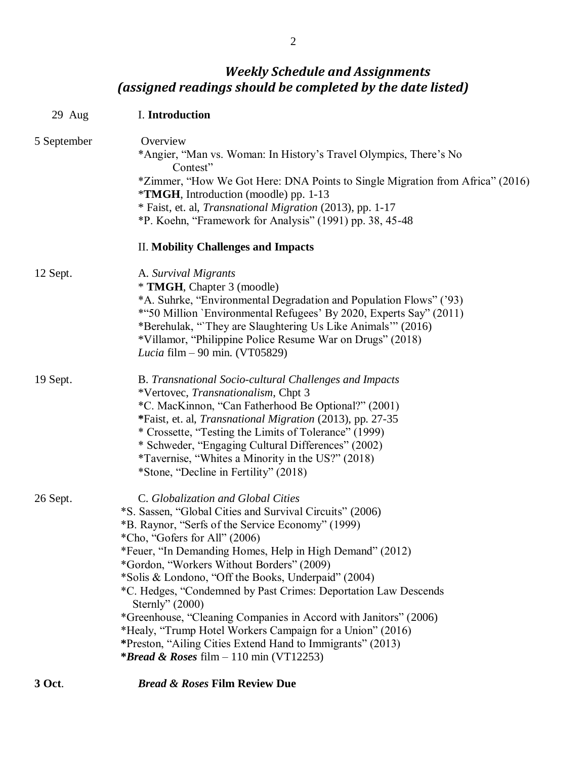## *Weekly Schedule and Assignments*
## *(assigned readings should be completed by the date listed)*

29 Aug — I. **Introduction**

5 September — Overview

*Angier, "Man vs. Woman: In History's Travel Olympics, There's No Contest"
*Zimmer, "How We Got Here: DNA Points to Single Migration from Africa" (2016)
***TMGH**, Introduction (moodle) pp. 1-13
* Faist, et. al, *Transnational Migration* (2013), pp. 1-17
*P. Koehn, "Framework for Analysis" (1991) pp. 38, 45-48

II. **Mobility Challenges and Impacts**

12 Sept. — A. *Survival Migrants*

* **TMGH**, Chapter 3 (moodle)
*A. Suhrke, "Environmental Degradation and Population Flows" ('93)
*"50 Million `Environmental Refugees' By 2020, Experts Say" (2011)
*Berehulak, "`They are Slaughtering Us Like Animals'" (2016)
*Villamor, "Philippine Police Resume War on Drugs" (2018)
*Lucia* film – 90 min. (VT05829)

19 Sept. — B. *Transnational Socio-cultural Challenges and Impacts*

*Vertovec, *Transnationalism*, Chpt 3
*C. MacKinnon, "Can Fatherhood Be Optional?" (2001)
***Faist, et. al, *Transnational Migration* (2013), pp. 27-35
* Crossette, "Testing the Limits of Tolerance" (1999)
* Schweder, "Engaging Cultural Differences" (2002)
*Tavernise, "Whites a Minority in the US?" (2018)
*Stone, "Decline in Fertility" (2018)

26 Sept. — C. *Globalization and Global Cities*

*S. Sassen, "Global Cities and Survival Circuits" (2006)
*B. Raynor, "Serfs of the Service Economy" (1999)
*Cho, "Gofers for All" (2006)
*Feuer, "In Demanding Homes, Help in High Demand" (2012)
*Gordon, "Workers Without Borders" (2009)
*Solis & Londono, "Off the Books, Underpaid" (2004)
*C. Hedges, "Condemned by Past Crimes: Deportation Law Descends Sternly" (2000)
*Greenhouse, "Cleaning Companies in Accord with Janitors" (2006)
*Healy, "Trump Hotel Workers Campaign for a Union" (2016)
***Preston, "Ailing Cities Extend Hand to Immigrants" (2013)
****Bread & Roses*** film – 110 min (VT12253)

**3 Oct.** — ***Bread & Roses* Film Review Due**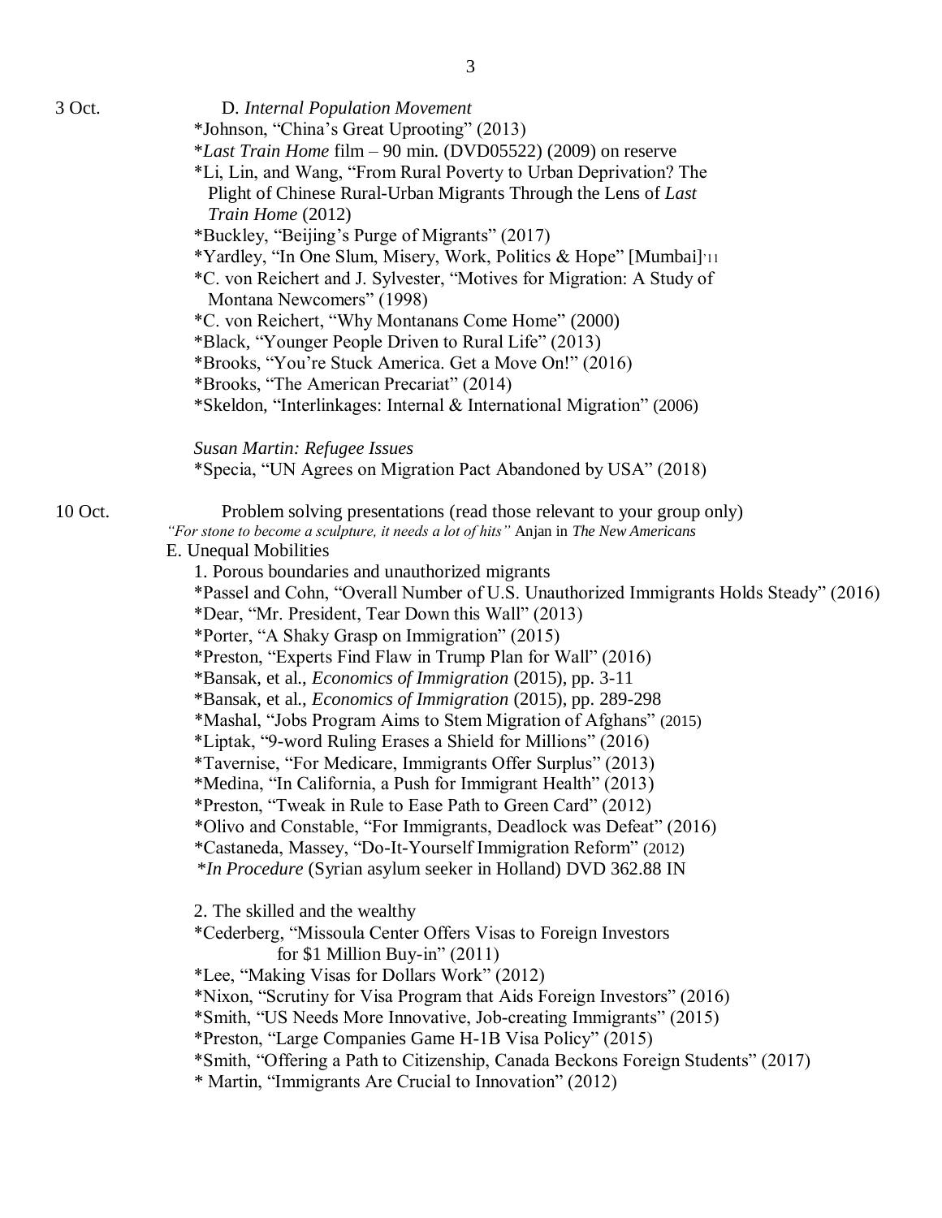3 Oct. D. *Internal Population Movement*

*Johnson, "China's Great Uprooting" (2013)
*\*Last Train Home* film – 90 min. (DVD05522) (2009) on reserve
*Li, Lin, and Wang, "From Rural Poverty to Urban Deprivation? The Plight of Chinese Rural-Urban Migrants Through the Lens of *Last Train Home* (2012)
*Buckley, "Beijing's Purge of Migrants" (2017)
*Yardley, "In One Slum, Misery, Work, Politics & Hope" [Mumbai]'11
*C. von Reichert and J. Sylvester, "Motives for Migration: A Study of Montana Newcomers" (1998)
*C. von Reichert, "Why Montanans Come Home" (2000)
*Black, "Younger People Driven to Rural Life" (2013)
*Brooks, "You're Stuck America. Get a Move On!" (2016)
*Brooks, "The American Precariat" (2014)
*Skeldon, "Interlinkages: Internal & International Migration" (2006)

*Susan Martin: Refugee Issues*
*Specia, "UN Agrees on Migration Pact Abandoned by USA" (2018)

10 Oct. Problem solving presentations (read those relevant to your group only)

*"For stone to become a sculpture, it needs a lot of hits"* Anjan in *The New Americans*

E. Unequal Mobilities

1. Porous boundaries and unauthorized migrants

*Passel and Cohn, "Overall Number of U.S. Unauthorized Immigrants Holds Steady" (2016)
*Dear, "Mr. President, Tear Down this Wall" (2013)
*Porter, "A Shaky Grasp on Immigration" (2015)
*Preston, "Experts Find Flaw in Trump Plan for Wall" (2016)
*Bansak, et al., *Economics of Immigration* (2015), pp. 3-11
*Bansak, et al., *Economics of Immigration* (2015), pp. 289-298
*Mashal, "Jobs Program Aims to Stem Migration of Afghans" (2015)
*Liptak, "9-word Ruling Erases a Shield for Millions" (2016)
*Tavernise, "For Medicare, Immigrants Offer Surplus" (2013)
*Medina, "In California, a Push for Immigrant Health" (2013)
*Preston, "Tweak in Rule to Ease Path to Green Card" (2012)
*Olivo and Constable, "For Immigrants, Deadlock was Defeat" (2016)
*Castaneda, Massey, "Do-It-Yourself Immigration Reform" (2012)
*\*In Procedure* (Syrian asylum seeker in Holland) DVD 362.88 IN

2. The skilled and the wealthy

*Cederberg, "Missoula Center Offers Visas to Foreign Investors for $1 Million Buy-in" (2011)
*Lee, "Making Visas for Dollars Work" (2012)
*Nixon, "Scrutiny for Visa Program that Aids Foreign Investors" (2016)
*Smith, "US Needs More Innovative, Job-creating Immigrants" (2015)
*Preston, "Large Companies Game H-1B Visa Policy" (2015)
*Smith, "Offering a Path to Citizenship, Canada Beckons Foreign Students" (2017)
* Martin, "Immigrants Are Crucial to Innovation" (2012)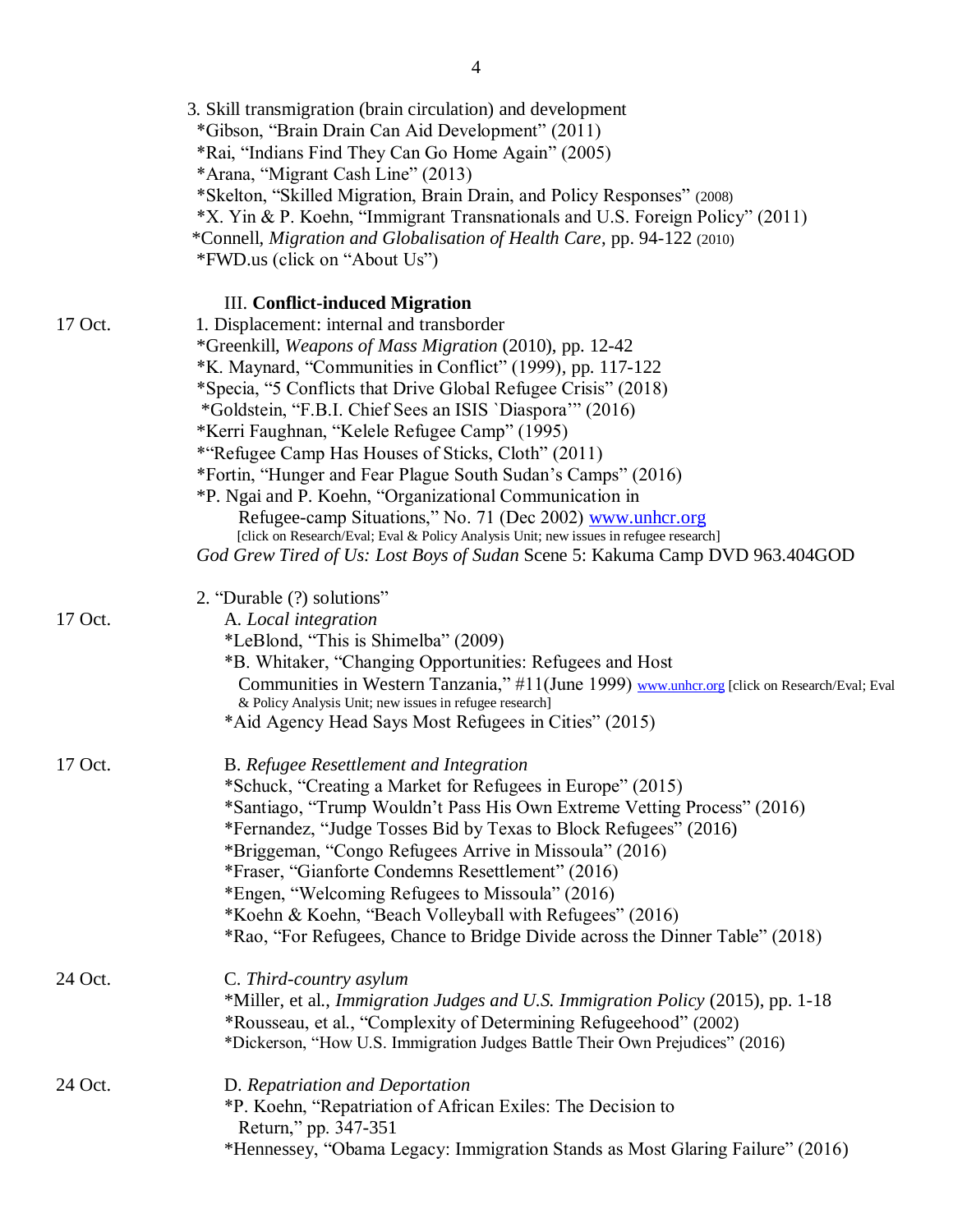3. Skill transmigration (brain circulation) and development

*Gibson, "Brain Drain Can Aid Development" (2011)
*Rai, "Indians Find They Can Go Home Again" (2005)
*Arana, "Migrant Cash Line" (2013)
*Skelton, "Skilled Migration, Brain Drain, and Policy Responses" (2008)
*X. Yin & P. Koehn, "Immigrant Transnationals and U.S. Foreign Policy" (2011)
*Connell, *Migration and Globalisation of Health Care*, pp. 94-122 (2010)
*FWD.us (click on "About Us")

### III. **Conflict-induced Migration**

17 Oct. — 1. Displacement: internal and transborder

*Greenkill, *Weapons of Mass Migration* (2010), pp. 12-42
*K. Maynard, "Communities in Conflict" (1999), pp. 117-122
*Specia, "5 Conflicts that Drive Global Refugee Crisis" (2018)
*Goldstein, "F.B.I. Chief Sees an ISIS `Diaspora'" (2016)
*Kerri Faughnan, "Kelele Refugee Camp" (1995)
*"Refugee Camp Has Houses of Sticks, Cloth" (2011)
*Fortin, "Hunger and Fear Plague South Sudan's Camps" (2016)
*P. Ngai and P. Koehn, "Organizational Communication in Refugee-camp Situations," No. 71 (Dec 2002) www.unhcr.org [click on Research/Eval; Eval & Policy Analysis Unit; new issues in refugee research]
*God Grew Tired of Us: Lost Boys of Sudan* Scene 5: Kakuma Camp DVD 963.404GOD

2. "Durable (?) solutions"

17 Oct. — A. *Local integration*

*LeBlond, "This is Shimelba" (2009)
*B. Whitaker, "Changing Opportunities: Refugees and Host Communities in Western Tanzania," #11(June 1999) www.unhcr.org [click on Research/Eval; Eval & Policy Analysis Unit; new issues in refugee research]
*Aid Agency Head Says Most Refugees in Cities" (2015)

17 Oct. — B. *Refugee Resettlement and Integration*

*Schuck, "Creating a Market for Refugees in Europe" (2015)
*Santiago, "Trump Wouldn't Pass His Own Extreme Vetting Process" (2016)
*Fernandez, "Judge Tosses Bid by Texas to Block Refugees" (2016)
*Briggeman, "Congo Refugees Arrive in Missoula" (2016)
*Fraser, "Gianforte Condemns Resettlement" (2016)
*Engen, "Welcoming Refugees to Missoula" (2016)
*Koehn & Koehn, "Beach Volleyball with Refugees" (2016)
*Rao, "For Refugees, Chance to Bridge Divide across the Dinner Table" (2018)

24 Oct. — C. *Third-country asylum*

*Miller, et al., *Immigration Judges and U.S. Immigration Policy* (2015), pp. 1-18
*Rousseau, et al., "Complexity of Determining Refugeehood" (2002)
*Dickerson, "How U.S. Immigration Judges Battle Their Own Prejudices" (2016)

24 Oct. — D. *Repatriation and Deportation*

*P. Koehn, "Repatriation of African Exiles: The Decision to Return," pp. 347-351
*Hennessey, "Obama Legacy: Immigration Stands as Most Glaring Failure" (2016)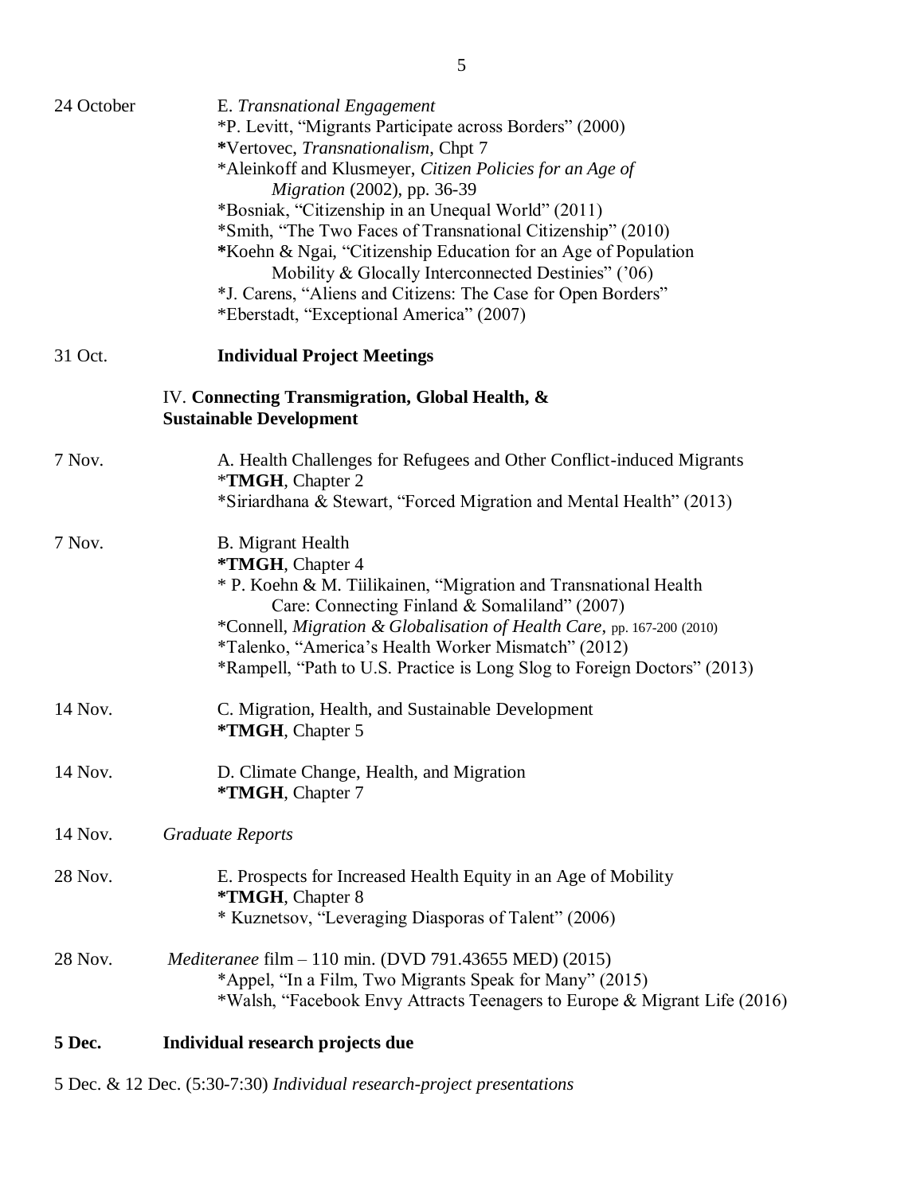24 October — E. *Transnational Engagement*

- *P. Levitt, "Migrants Participate across Borders" (2000)
- ***Vertovec, *Transnationalism*, Chpt 7
- *Aleinkoff and Klusmeyer, *Citizen Policies for an Age of Migration* (2002), pp. 36-39
- *Bosniak, "Citizenship in an Unequal World" (2011)
- *Smith, "The Two Faces of Transnational Citizenship" (2010)
- ***Koehn & Ngai, "Citizenship Education for an Age of Population Mobility & Glocally Interconnected Destinies" ('06)
- *J. Carens, "Aliens and Citizens: The Case for Open Borders"
- *Eberstadt, "Exceptional America" (2007)

31 Oct. — **Individual Project Meetings**

## IV. Connecting Transmigration, Global Health, & Sustainable Development

7 Nov. — A. Health Challenges for Refugees and Other Conflict-induced Migrants

- ***TMGH**, Chapter 2
- *Siriardhana & Stewart, "Forced Migration and Mental Health" (2013)

7 Nov. — B. Migrant Health

- ***TMGH**, Chapter 4
- * P. Koehn & M. Tiilikainen, "Migration and Transnational Health Care: Connecting Finland & Somaliland" (2007)
- *Connell, *Migration & Globalisation of Health Care*, pp. 167-200 (2010)
- *Talenko, "America's Health Worker Mismatch" (2012)
- *Rampell, "Path to U.S. Practice is Long Slog to Foreign Doctors" (2013)

14 Nov. — C. Migration, Health, and Sustainable Development

- ***TMGH**, Chapter 5

14 Nov. — D. Climate Change, Health, and Migration

- ***TMGH**, Chapter 7

14 Nov. — *Graduate Reports*

28 Nov. — E. Prospects for Increased Health Equity in an Age of Mobility

- ***TMGH**, Chapter 8
- * Kuznetsov, "Leveraging Diasporas of Talent" (2006)

28 Nov. — *Mediteranee* film – 110 min. (DVD 791.43655 MED) (2015)

- *Appel, "In a Film, Two Migrants Speak for Many" (2015)
- *Walsh, "Facebook Envy Attracts Teenagers to Europe & Migrant Life (2016)

**5 Dec. — Individual research projects due**

5 Dec. & 12 Dec. (5:30-7:30) *Individual research-project presentations*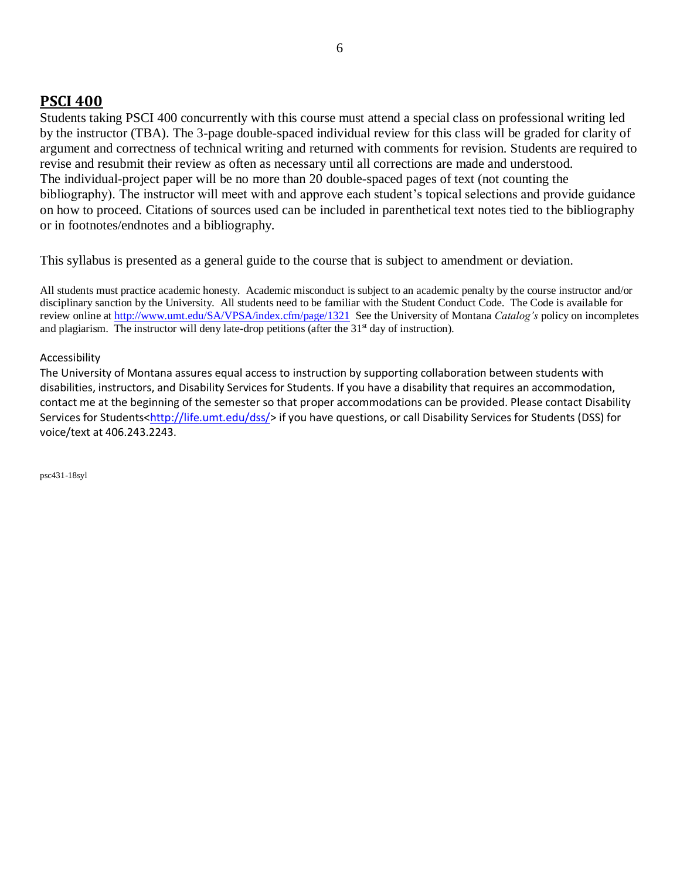## PSCI 400

Students taking PSCI 400 concurrently with this course must attend a special class on professional writing led by the instructor (TBA). The 3-page double-spaced individual review for this class will be graded for clarity of argument and correctness of technical writing and returned with comments for revision. Students are required to revise and resubmit their review as often as necessary until all corrections are made and understood. The individual-project paper will be no more than 20 double-spaced pages of text (not counting the bibliography). The instructor will meet with and approve each student's topical selections and provide guidance on how to proceed. Citations of sources used can be included in parenthetical text notes tied to the bibliography or in footnotes/endnotes and a bibliography.

This syllabus is presented as a general guide to the course that is subject to amendment or deviation.

All students must practice academic honesty. Academic misconduct is subject to an academic penalty by the course instructor and/or disciplinary sanction by the University. All students need to be familiar with the Student Conduct Code. The Code is available for review online at http://www.umt.edu/SA/VPSA/index.cfm/page/1321 See the University of Montana *Catalog's* policy on incompletes and plagiarism. The instructor will deny late-drop petitions (after the 31st day of instruction).

Accessibility

The University of Montana assures equal access to instruction by supporting collaboration between students with disabilities, instructors, and Disability Services for Students. If you have a disability that requires an accommodation, contact me at the beginning of the semester so that proper accommodations can be provided. Please contact Disability Services for Students<http://life.umt.edu/dss/> if you have questions, or call Disability Services for Students (DSS) for voice/text at 406.243.2243.

psc431-18syl